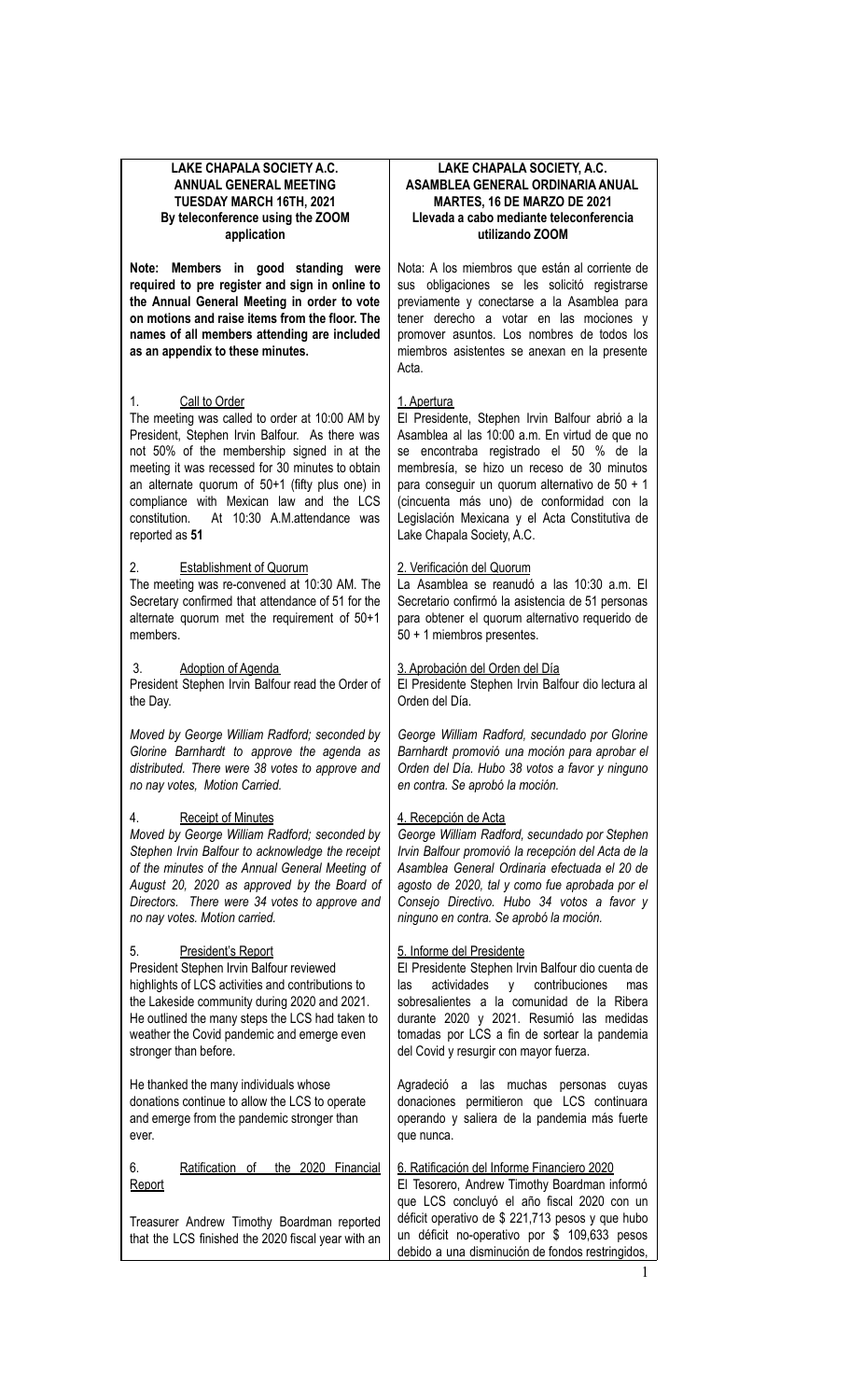**LAKE CHAPALA SOCIETY A.C.**
**ANNUAL GENERAL MEETING**
**TUESDAY MARCH 16TH, 2021**
**By teleconference using the ZOOM application**

**Note: Members in good standing were required to pre register and sign in online to the Annual General Meeting in order to vote on motions and raise items from the floor. The names of all members attending are included as an appendix to these minutes.**

1. Call to Order

The meeting was called to order at 10:00 AM by President, Stephen Irvin Balfour. As there was not 50% of the membership signed in at the meeting it was recessed for 30 minutes to obtain an alternate quorum of 50+1 (fifty plus one) in compliance with Mexican law and the LCS constitution. At 10:30 A.M.attendance was reported as **51**

2. Establishment of Quorum

The meeting was re-convened at 10:30 AM. The Secretary confirmed that attendance of 51 for the alternate quorum met the requirement of 50+1 members.

3. Adoption of Agenda

President Stephen Irvin Balfour read the Order of the Day.

*Moved by George William Radford; seconded by Glorine Barnhardt to approve the agenda as distributed. There were 38 votes to approve and no nay votes, Motion Carried.*

4. Receipt of Minutes

*Moved by George William Radford; seconded by Stephen Irvin Balfour to acknowledge the receipt of the minutes of the Annual General Meeting of August 20, 2020 as approved by the Board of Directors. There were 34 votes to approve and no nay votes. Motion carried.*

5. President's Report

President Stephen Irvin Balfour reviewed highlights of LCS activities and contributions to the Lakeside community during 2020 and 2021. He outlined the many steps the LCS had taken to weather the Covid pandemic and emerge even stronger than before.

He thanked the many individuals whose donations continue to allow the LCS to operate and emerge from the pandemic stronger than ever.

6. Ratification of the 2020 Financial Report

Treasurer Andrew Timothy Boardman reported that the LCS finished the 2020 fiscal year with an

**LAKE CHAPALA SOCIETY, A.C.**
**ASAMBLEA GENERAL ORDINARIA ANUAL**
**MARTES, 16 DE MARZO DE 2021**
**Llevada a cabo mediante teleconferencia utilizando ZOOM**

Nota: A los miembros que están al corriente de sus obligaciones se les solicitó registrarse previamente y conectarse a la Asamblea para tener derecho a votar en las mociones y promover asuntos. Los nombres de todos los miembros asistentes se anexan en la presente Acta.

1. Apertura

El Presidente, Stephen Irvin Balfour abrió a la Asamblea al las 10:00 a.m. En virtud de que no se encontraba registrado el 50 % de la membresía, se hizo un receso de 30 minutos para conseguir un quorum alternativo de 50 + 1 (cincuenta más uno) de conformidad con la Legislación Mexicana y el Acta Constitutiva de Lake Chapala Society, A.C.

2. Verificación del Quorum

La Asamblea se reanudó a las 10:30 a.m. El Secretario confirmó la asistencia de 51 personas para obtener el quorum alternativo requerido de 50 + 1 miembros presentes.

3. Aprobación del Orden del Día

El Presidente Stephen Irvin Balfour dio lectura al Orden del Día.

*George William Radford, secundado por Glorine Barnhardt promovió una moción para aprobar el Orden del Día. Hubo 38 votos a favor y ninguno en contra. Se aprobó la moción.*

4. Recepción de Acta

*George William Radford, secundado por Stephen Irvin Balfour promovió la recepción del Acta de la Asamblea General Ordinaria efectuada el 20 de agosto de 2020, tal y como fue aprobada por el Consejo Directivo. Hubo 34 votos a favor y ninguno en contra. Se aprobó la moción.*

5. Informe del Presidente

El Presidente Stephen Irvin Balfour dio cuenta de las actividades y contribuciones mas sobresalientes a la comunidad de la Ribera durante 2020 y 2021. Resumió las medidas tomadas por LCS a fin de sortear la pandemia del Covid y resurgir con mayor fuerza.

Agradeció a las muchas personas cuyas donaciones permitieron que LCS continuara operando y saliera de la pandemia más fuerte que nunca.

6. Ratificación del Informe Financiero 2020

El Tesorero, Andrew Timothy Boardman informó que LCS concluyó el año fiscal 2020 con un déficit operativo de $ 221,713 pesos y que hubo un déficit no-operativo por $ 109,633 pesos debido a una disminución de fondos restringidos,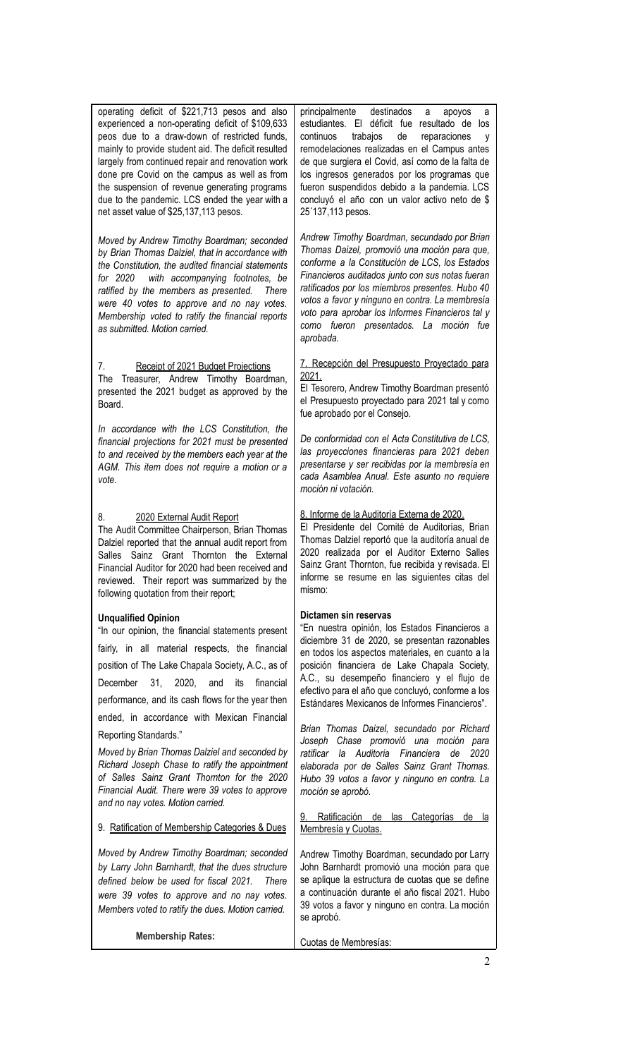operating deficit of $221,713 pesos and also experienced a non-operating deficit of $109,633 peos due to a draw-down of restricted funds, mainly to provide student aid. The deficit resulted largely from continued repair and renovation work done pre Covid on the campus as well as from the suspension of revenue generating programs due to the pandemic. LCS ended the year with a net asset value of $25,137,113 pesos.

*Moved by Andrew Timothy Boardman; seconded by Brian Thomas Dalziel, that in accordance with the Constitution, the audited financial statements for 2020 with accompanying footnotes, be ratified by the members as presented. There were 40 votes to approve and no nay votes. Membership voted to ratify the financial reports as submitted. Motion carried.*

7. Receipt of 2021 Budget Projections

The Treasurer, Andrew Timothy Boardman, presented the 2021 budget as approved by the Board.

*In accordance with the LCS Constitution, the financial projections for 2021 must be presented to and received by the members each year at the AGM. This item does not require a motion or a vote.*

8. 2020 External Audit Report

The Audit Committee Chairperson, Brian Thomas Dalziel reported that the annual audit report from Salles Sainz Grant Thornton the External Financial Auditor for 2020 had been received and reviewed. Their report was summarized by the following quotation from their report;

**Unqualified Opinion**

"In our opinion, the financial statements present fairly, in all material respects, the financial position of The Lake Chapala Society, A.C., as of December 31, 2020, and its financial performance, and its cash flows for the year then ended, in accordance with Mexican Financial Reporting Standards."

*Moved by Brian Thomas Dalziel and seconded by Richard Joseph Chase to ratify the appointment of Salles Sainz Grant Thornton for the 2020 Financial Audit. There were 39 votes to approve and no nay votes. Motion carried.*

9. Ratification of Membership Categories & Dues

*Moved by Andrew Timothy Boardman; seconded by Larry John Barnhardt, that the dues structure defined below be used for fiscal 2021. There were 39 votes to approve and no nay votes. Members voted to ratify the dues. Motion carried.*

**Membership Rates:**

principalmente destinados a apoyos a estudiantes. El déficit fue resultado de los continuos trabajos de reparaciones y remodelaciones realizadas en el Campus antes de que surgiera el Covid, así como de la falta de los ingresos generados por los programas que fueron suspendidos debido a la pandemia. LCS concluyó el año con un valor activo neto de $ 25´137,113 pesos.

*Andrew Timothy Boardman, secundado por Brian Thomas Daizel, promovió una moción para que, conforme a la Constitución de LCS, los Estados Financieros auditados junto con sus notas fueran ratificados por los miembros presentes. Hubo 40 votos a favor y ninguno en contra. La membresía votó para aprobar los Informes Financieros tal y como fueron presentados. La moción fue aprobada.*

7. Recepción del Presupuesto Proyectado para 2021.

El Tesorero, Andrew Timothy Boardman presentó el Presupuesto proyectado para 2021 tal y como fue aprobado por el Consejo.

*De conformidad con el Acta Constitutiva de LCS, las proyecciones financieras para 2021 deben presentarse y ser recibidas por la membresía en cada Asamblea Anual. Este asunto no requiere moción ni votación.*

8. Informe de la Auditoría Externa de 2020.

El Presidente del Comité de Auditorías, Brian Thomas Dalziel reportó que la auditoría anual de 2020 realizada por el Auditor Externo Salles Sainz Grant Thornton, fue recibida y revisada. El informe se resume en las siguientes citas del mismo:

**Dictamen sin reservas**

"En nuestra opinión, los Estados Financieros a diciembre 31 de 2020, se presentan razonables en todos los aspectos materiales, en cuanto a la posición financiera de Lake Chapala Society, A.C., su desempeño financiero y el flujo de efectivo para el año que concluyó, conforme a los Estándares Mexicanos de Informes Financieros".

*Brian Thomas Daizel, secundado por Richard Joseph Chase promovió una moción para ratificar la Auditoria Financiera de 2020 elaborada por de Salles Sainz Grant Thomas. Hubo 39 votos a favor y ninguno en contra. La moción se aprobó.*

9. Ratificación de las Categorías de la Membresía y Cuotas.

Andrew Timothy Boardman, secundado por Larry John Barnhardt promovió una moción para que se aplique la estructura de cuotas que se define a continuación durante el año fiscal 2021. Hubo 39 votos a favor y ninguno en contra. La moción se aprobó.

Cuotas de Membresías: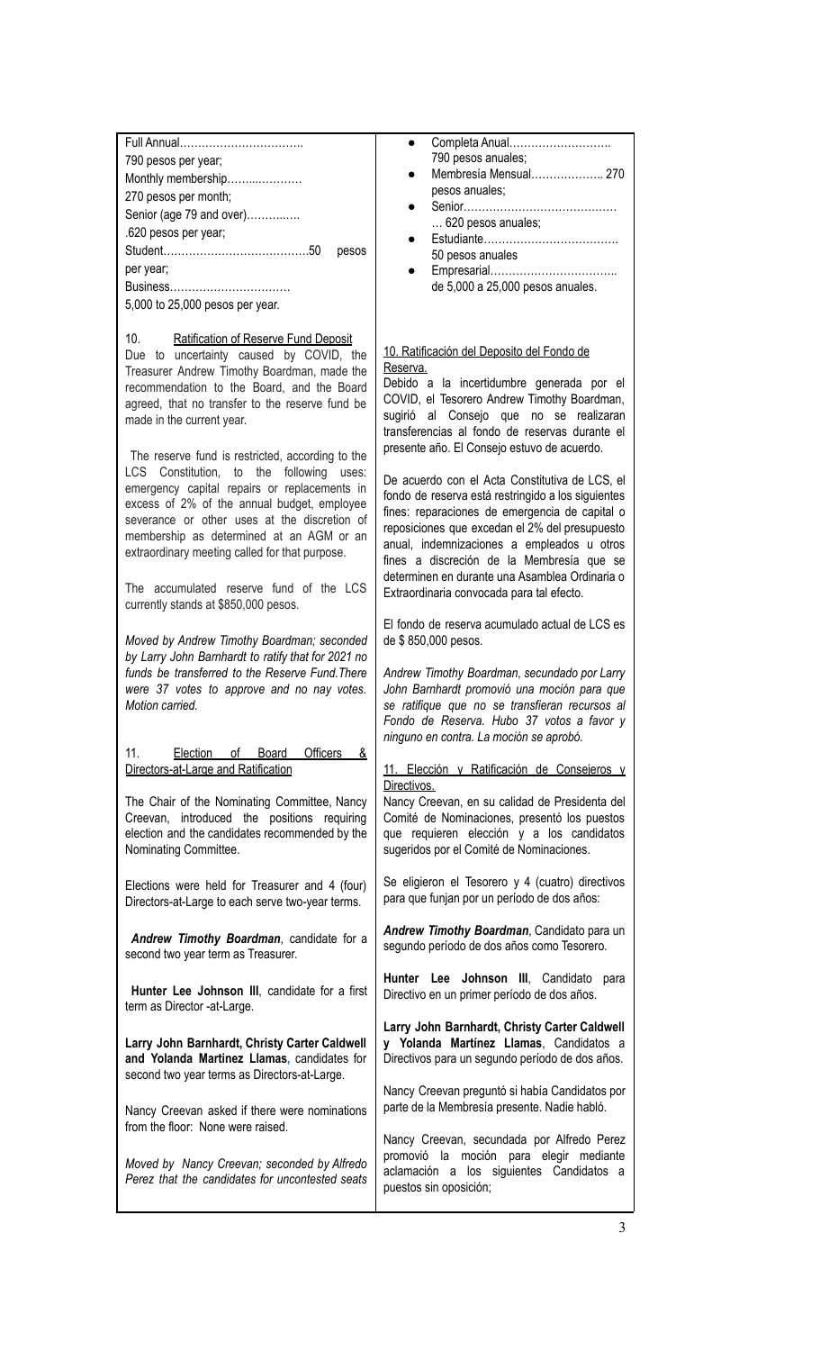Full Annual……………………………
790 pesos per year;
Monthly membership……..…………
270 pesos per month;
Senior (age 79 and over)…………..
.620 pesos per year;
Student…………………………………50 pesos per year;
Business……………………………
5,000 to 25,000 pesos per year.

10. Ratification of Reserve Fund Deposit

Due to uncertainty caused by COVID, the Treasurer Andrew Timothy Boardman, made the recommendation to the Board, and the Board agreed, that no transfer to the reserve fund be made in the current year.

The reserve fund is restricted, according to the LCS Constitution, to the following uses: emergency capital repairs or replacements in excess of 2% of the annual budget, employee severance or other uses at the discretion of membership as determined at an AGM or an extraordinary meeting called for that purpose.

The accumulated reserve fund of the LCS currently stands at $850,000 pesos.

*Moved by Andrew Timothy Boardman; seconded by Larry John Barnhardt to ratify that for 2021 no funds be transferred to the Reserve Fund.There were 37 votes to approve and no nay votes. Motion carried.*

11. Election of Board Officers & Directors-at-Large and Ratification

The Chair of the Nominating Committee, Nancy Creevan, introduced the positions requiring election and the candidates recommended by the Nominating Committee.

Elections were held for Treasurer and 4 (four) Directors-at-Large to each serve two-year terms.

***Andrew Timothy Boardman***, candidate for a second two year term as Treasurer.

**Hunter Lee Johnson III**, candidate for a first term as Director -at-Large.

**Larry John Barnhardt, Christy Carter Caldwell and Yolanda Martinez Llamas**, candidates for second two year terms as Directors-at-Large.

Nancy Creevan asked if there were nominations from the floor: None were raised.

*Moved by Nancy Creevan; seconded by Alfredo Perez that the candidates for uncontested seats*

- Completa Anual……………………….
  790 pesos anuales;
- Membresía Mensual……………….. 270 pesos anuales;
- Senior…………………………………
  … 620 pesos anuales;
- Estudiante……………………………….
  50 pesos anuales
- Empresarial……………………………..
  de 5,000 a 25,000 pesos anuales.

10. Ratificación del Deposito del Fondo de Reserva.

Debido a la incertidumbre generada por el COVID, el Tesorero Andrew Timothy Boardman, sugirió al Consejo que no se realizaran transferencias al fondo de reservas durante el presente año. El Consejo estuvo de acuerdo.

De acuerdo con el Acta Constitutiva de LCS, el fondo de reserva está restringido a los siguientes fines: reparaciones de emergencia de capital o reposiciones que excedan el 2% del presupuesto anual, indemnizaciones a empleados u otros fines a discreción de la Membresía que se determinen en durante una Asamblea Ordinaria o Extraordinaria convocada para tal efecto.

El fondo de reserva acumulado actual de LCS es de $ 850,000 pesos.

*Andrew Timothy Boardman, secundado por Larry John Barnhardt promovió una moción para que se ratifique que no se transfieran recursos al Fondo de Reserva. Hubo 37 votos a favor y ninguno en contra. La moción se aprobó.*

11. Elección y Ratificación de Consejeros y Directivos.

Nancy Creevan, en su calidad de Presidenta del Comité de Nominaciones, presentó los puestos que requieren elección y a los candidatos sugeridos por el Comité de Nominaciones.

Se eligieron el Tesorero y 4 (cuatro) directivos para que funjan por un período de dos años:

***Andrew Timothy Boardman***, Candidato para un segundo período de dos años como Tesorero.

**Hunter Lee Johnson III**, Candidato para Directivo en un primer período de dos años.

**Larry John Barnhardt, Christy Carter Caldwell y Yolanda Martínez Llamas**, Candidatos a Directivos para un segundo período de dos años.

Nancy Creevan preguntó si había Candidatos por parte de la Membresía presente. Nadie habló.

Nancy Creevan, secundada por Alfredo Perez promovió la moción para elegir mediante aclamación a los siguientes Candidatos a puestos sin oposición;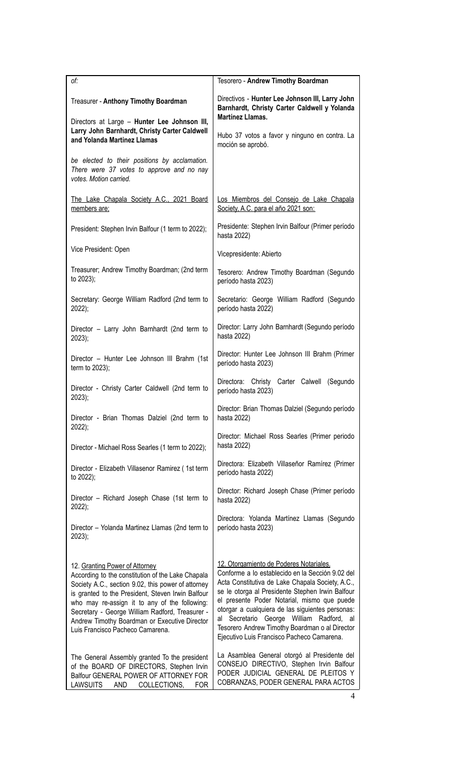| | |
|---|---|
| *of:*<br><br>Treasurer - **Anthony Timothy Boardman**<br><br>Directors at Large – **Hunter Lee Johnson III, Larry John Barnhardt, Christy Carter Caldwell and Yolanda Martinez Llamas**<br><br>*be elected to their positions by acclamation. There were 37 votes to approve and no nay votes. Motion carried.* | Tesorero - **Andrew Timothy Boardman**<br><br>Directivos - **Hunter Lee Johnson III, Larry John Barnhardt, Christy Carter Caldwell y Yolanda Martínez Llamas.**<br><br>Hubo 37 votos a favor y ninguno en contra. La moción se aprobó. |
| <u>The Lake Chapala Society A.C., 2021 Board members are;</u><br><br>President: Stephen Irvin Balfour (1 term to 2022);<br><br>Vice President: Open<br><br>Treasurer; Andrew Timothy Boardman; (2nd term to 2023);<br><br>Secretary: George William Radford (2nd term to 2022);<br><br>Director – Larry John Barnhardt (2nd term to 2023);<br><br>Director – Hunter Lee Johnson III Brahm (1st term to 2023);<br><br>Director - Christy Carter Caldwell (2nd term to 2023);<br><br>Director - Brian Thomas Dalziel (2nd term to 2022);<br><br>Director - Michael Ross Searles (1 term to 2022);<br><br>Director - Elizabeth Villasenor Ramirez ( 1st term to 2022);<br><br>Director – Richard Joseph Chase (1st term to 2022);<br><br>Director – Yolanda Martinez Llamas (2nd term to 2023); | <u>Los Miembros del Consejo de Lake Chapala Society, A.C. para el año 2021 son:</u><br><br>Presidente: Stephen Irvin Balfour (Primer período hasta 2022)<br><br>Vicepresidente: Abierto<br><br>Tesorero: Andrew Timothy Boardman (Segundo período hasta 2023)<br><br>Secretario: George William Radford (Segundo período hasta 2022)<br><br>Director: Larry John Barnhardt (Segundo período hasta 2022)<br><br>Director: Hunter Lee Johnson III Brahm (Primer período hasta 2023)<br><br>Directora: Christy Carter Calwell (Segundo período hasta 2023)<br><br>Director: Brian Thomas Dalziel (Segundo período hasta 2022)<br><br>Director: Michael Ross Searles (Primer periodo hasta 2022)<br><br>Directora: Elizabeth Villaseñor Ramírez (Primer período hasta 2022)<br><br>Director: Richard Joseph Chase (Primer período hasta 2022)<br><br>Directora: Yolanda Martínez Llamas (Segundo período hasta 2023) |
| <u>12. Granting Power of Attorney</u><br>According to the constitution of the Lake Chapala Society A.C., section 9.02, this power of attorney is granted to the President, Steven Irwin Balfour who may re-assign it to any of the following: Secretary - George William Radford, Treasurer - Andrew Timothy Boardman or Executive Director Luis Francisco Pacheco Camarena. | <u>12. Otorgamiento de Poderes Notariales.</u><br>Conforme a lo establecido en la Sección 9.02 del Acta Constitutiva de Lake Chapala Society, A.C., se le otorga al Presidente Stephen Irwin Balfour el presente Poder Notarial, mismo que puede otorgar a cualquiera de las siguientes personas: al Secretario George William Radford, al Tesorero Andrew Timothy Boardman o al Director Ejecutivo Luis Francisco Pacheco Camarena. |
| The General Assembly granted To the president of the BOARD OF DIRECTORS, Stephen Irvin Balfour GENERAL POWER OF ATTORNEY FOR LAWSUITS AND COLLECTIONS, FOR | La Asamblea General otorgó al Presidente del CONSEJO DIRECTIVO, Stephen Irvin Balfour PODER JUDICIAL GENERAL DE PLEITOS Y COBRANZAS, PODER GENERAL PARA ACTOS |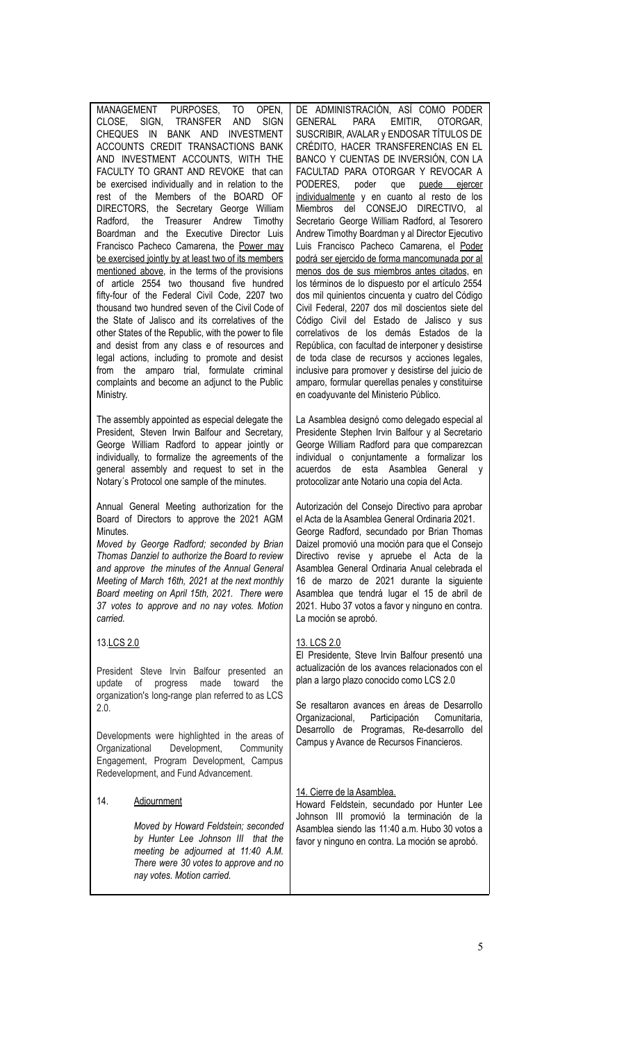MANAGEMENT PURPOSES, TO OPEN, CLOSE, SIGN, TRANSFER AND SIGN CHEQUES IN BANK AND INVESTMENT ACCOUNTS CREDIT TRANSACTIONS BANK AND INVESTMENT ACCOUNTS, WITH THE FACULTY TO GRANT AND REVOKE that can be exercised individually and in relation to the rest of the Members of the BOARD OF DIRECTORS, the Secretary George William Radford, the Treasurer Andrew Timothy Boardman and the Executive Director Luis Francisco Pacheco Camarena, the <u>Power may be exercised jointly by at least two of its members mentioned above</u>, in the terms of the provisions of article 2554 two thousand five hundred fifty-four of the Federal Civil Code, 2207 two thousand two hundred seven of the Civil Code of the State of Jalisco and its correlatives of the other States of the Republic, with the power to file and desist from any class e of resources and legal actions, including to promote and desist from the amparo trial, formulate criminal complaints and become an adjunct to the Public Ministry.

The assembly appointed as especial delegate the President, Steven Irwin Balfour and Secretary, George William Radford to appear jointly or individually, to formalize the agreements of the general assembly and request to set in the Notary´s Protocol one sample of the minutes.

Annual General Meeting authorization for the Board of Directors to approve the 2021 AGM Minutes.

*Moved by George Radford; seconded by Brian Thomas Danziel to authorize the Board to review and approve the minutes of the Annual General Meeting of March 16th, 2021 at the next monthly Board meeting on April 15th, 2021. There were 37 votes to approve and no nay votes. Motion carried.*

13. <u>LCS 2.0</u>

President Steve Irvin Balfour presented an update of progress made toward the organization's long-range plan referred to as LCS 2.0.

Developments were highlighted in the areas of Organizational Development, Community Engagement, Program Development, Campus Redevelopment, and Fund Advancement.

14. <u>Adjournment</u>

*Moved by Howard Feldstein; seconded by Hunter Lee Johnson III that the meeting be adjourned at 11:40 A.M. There were 30 votes to approve and no nay votes. Motion carried.*

DE ADMINISTRACIÓN, ASÍ COMO PODER GENERAL PARA EMITIR, OTORGAR, SUSCRIBIR, AVALAR y ENDOSAR TÍTULOS DE CRÉDITO, HACER TRANSFERENCIAS EN EL BANCO Y CUENTAS DE INVERSIÓN, CON LA FACULTAD PARA OTORGAR Y REVOCAR A PODERES, poder que <u>puede ejercer individualmente</u> y en cuanto al resto de los Miembros del CONSEJO DIRECTIVO, al Secretario George William Radford, al Tesorero Andrew Timothy Boardman y al Director Ejecutivo Luis Francisco Pacheco Camarena, el <u>Poder podrá ser ejercido de forma mancomunada por al menos dos de sus miembros antes citados</u>, en los términos de lo dispuesto por el artículo 2554 dos mil quinientos cincuenta y cuatro del Código Civil Federal, 2207 dos mil doscientos siete del Código Civil del Estado de Jalisco y sus correlativos de los demás Estados de la República, con facultad de interponer y desistirse de toda clase de recursos y acciones legales, inclusive para promover y desistirse del juicio de amparo, formular querellas penales y constituirse en coadyuvante del Ministerio Público.

La Asamblea designó como delegado especial al Presidente Stephen Irvin Balfour y al Secretario George William Radford para que comparezcan individual o conjuntamente a formalizar los acuerdos de esta Asamblea General y protocolizar ante Notario una copia del Acta.

Autorización del Consejo Directivo para aprobar el Acta de la Asamblea General Ordinaria 2021.

George Radford, secundado por Brian Thomas Daizel promovió una moción para que el Consejo Directivo revise y apruebe el Acta de la Asamblea General Ordinaria Anual celebrada el 16 de marzo de 2021 durante la siguiente Asamblea que tendrá lugar el 15 de abril de 2021. Hubo 37 votos a favor y ninguno en contra. La moción se aprobó.

<u>13. LCS 2.0</u>

El Presidente, Steve Irvin Balfour presentó una actualización de los avances relacionados con el plan a largo plazo conocido como LCS 2.0

Se resaltaron avances en áreas de Desarrollo Organizacional, Participación Comunitaria, Desarrollo de Programas, Re-desarrollo del Campus y Avance de Recursos Financieros.

<u>14. Cierre de la Asamblea.</u>

Howard Feldstein, secundado por Hunter Lee Johnson III promovió la terminación de la Asamblea siendo las 11:40 a.m. Hubo 30 votos a favor y ninguno en contra. La moción se aprobó.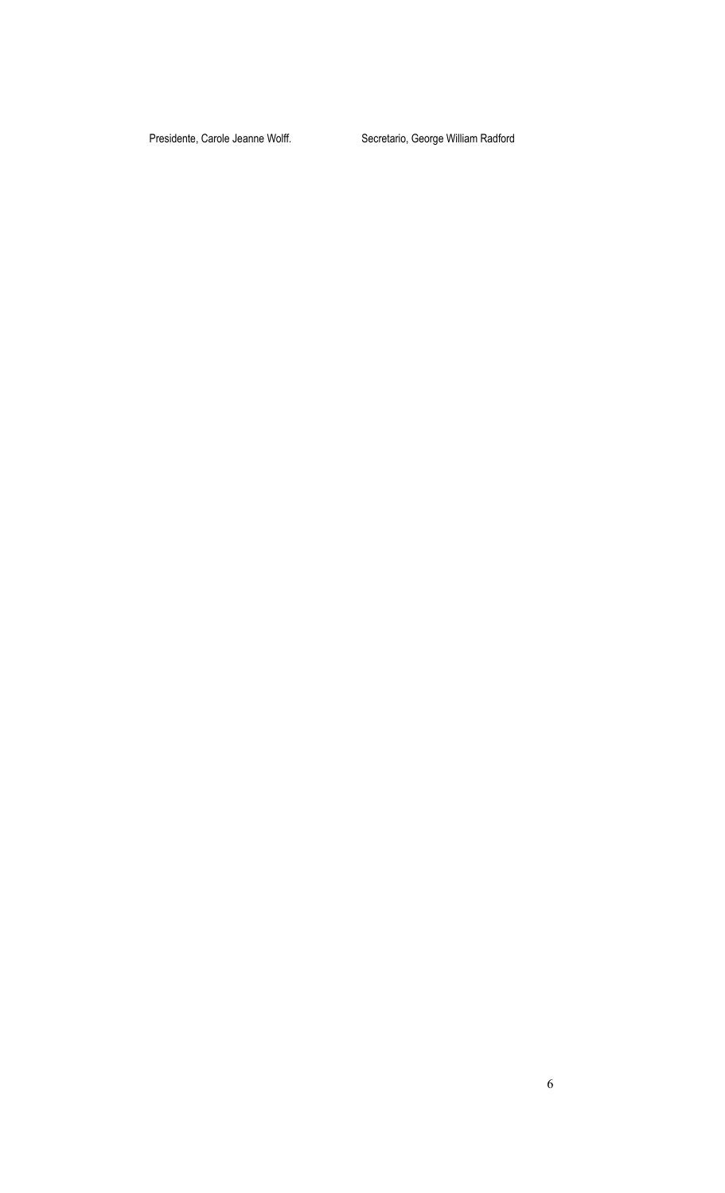Presidente, Carole Jeanne Wolff.　　　　Secretario, George William Radford